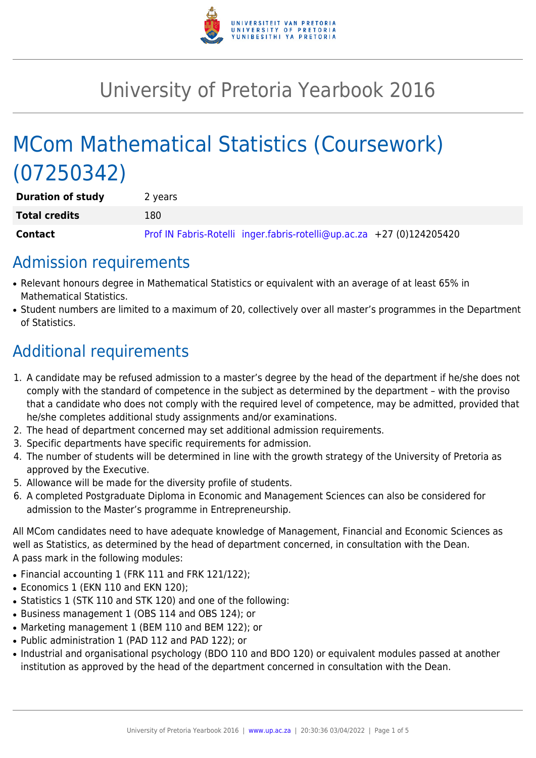# University of Pretoria Yearbook 2016

# MCom Mathematical Statistics (Coursework) (07250342)

| | |
|---|---|
| **Duration of study** | 2 years |
| **Total credits** | 180 |
| **Contact** | Prof IN Fabris-Rotelli inger.fabris-rotelli@up.ac.za +27 (0)124205420 |

## Admission requirements

- Relevant honours degree in Mathematical Statistics or equivalent with an average of at least 65% in Mathematical Statistics.
- Student numbers are limited to a maximum of 20, collectively over all master's programmes in the Department of Statistics.

## Additional requirements

1. A candidate may be refused admission to a master's degree by the head of the department if he/she does not comply with the standard of competence in the subject as determined by the department – with the proviso that a candidate who does not comply with the required level of competence, may be admitted, provided that he/she completes additional study assignments and/or examinations.
2. The head of department concerned may set additional admission requirements.
3. Specific departments have specific requirements for admission.
4. The number of students will be determined in line with the growth strategy of the University of Pretoria as approved by the Executive.
5. Allowance will be made for the diversity profile of students.
6. A completed Postgraduate Diploma in Economic and Management Sciences can also be considered for admission to the Master's programme in Entrepreneurship.

All MCom candidates need to have adequate knowledge of Management, Financial and Economic Sciences as well as Statistics, as determined by the head of department concerned, in consultation with the Dean.
A pass mark in the following modules:

- Financial accounting 1 (FRK 111 and FRK 121/122);
- Economics 1 (EKN 110 and EKN 120);
- Statistics 1 (STK 110 and STK 120) and one of the following:
- Business management 1 (OBS 114 and OBS 124); or
- Marketing management 1 (BEM 110 and BEM 122); or
- Public administration 1 (PAD 112 and PAD 122); or
- Industrial and organisational psychology (BDO 110 and BDO 120) or equivalent modules passed at another institution as approved by the head of the department concerned in consultation with the Dean.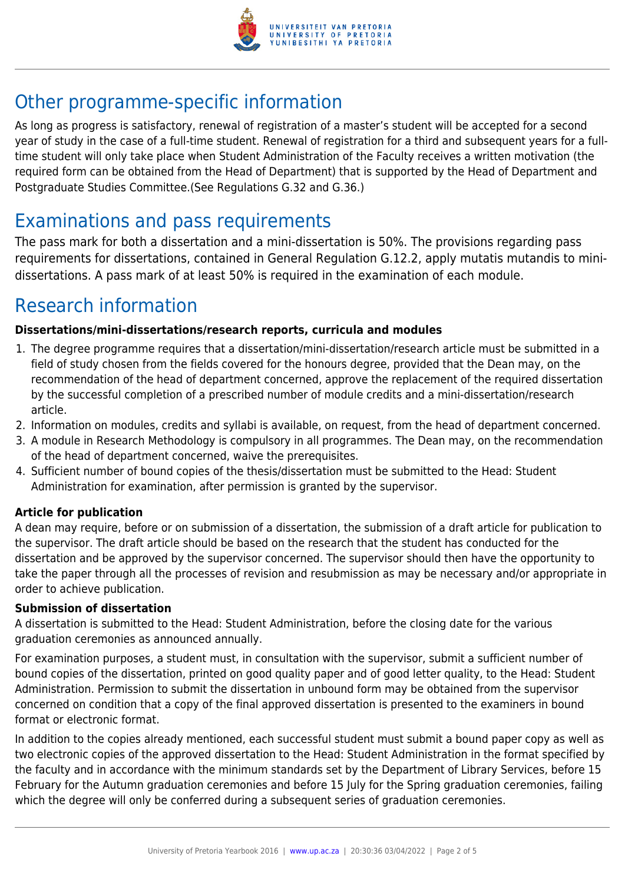## Other programme-specific information

As long as progress is satisfactory, renewal of registration of a master's student will be accepted for a second year of study in the case of a full-time student. Renewal of registration for a third and subsequent years for a full-time student will only take place when Student Administration of the Faculty receives a written motivation (the required form can be obtained from the Head of Department) that is supported by the Head of Department and Postgraduate Studies Committee.(See Regulations G.32 and G.36.)

## Examinations and pass requirements

The pass mark for both a dissertation and a mini-dissertation is 50%. The provisions regarding pass requirements for dissertations, contained in General Regulation G.12.2, apply mutatis mutandis to mini-dissertations. A pass mark of at least 50% is required in the examination of each module.

## Research information

**Dissertations/mini-dissertations/research reports, curricula and modules**

1. The degree programme requires that a dissertation/mini-dissertation/research article must be submitted in a field of study chosen from the fields covered for the honours degree, provided that the Dean may, on the recommendation of the head of department concerned, approve the replacement of the required dissertation by the successful completion of a prescribed number of module credits and a mini-dissertation/research article.
2. Information on modules, credits and syllabi is available, on request, from the head of department concerned.
3. A module in Research Methodology is compulsory in all programmes. The Dean may, on the recommendation of the head of department concerned, waive the prerequisites.
4. Sufficient number of bound copies of the thesis/dissertation must be submitted to the Head: Student Administration for examination, after permission is granted by the supervisor.

**Article for publication**

A dean may require, before or on submission of a dissertation, the submission of a draft article for publication to the supervisor. The draft article should be based on the research that the student has conducted for the dissertation and be approved by the supervisor concerned. The supervisor should then have the opportunity to take the paper through all the processes of revision and resubmission as may be necessary and/or appropriate in order to achieve publication.

**Submission of dissertation**

A dissertation is submitted to the Head: Student Administration, before the closing date for the various graduation ceremonies as announced annually.

For examination purposes, a student must, in consultation with the supervisor, submit a sufficient number of bound copies of the dissertation, printed on good quality paper and of good letter quality, to the Head: Student Administration. Permission to submit the dissertation in unbound form may be obtained from the supervisor concerned on condition that a copy of the final approved dissertation is presented to the examiners in bound format or electronic format.

In addition to the copies already mentioned, each successful student must submit a bound paper copy as well as two electronic copies of the approved dissertation to the Head: Student Administration in the format specified by the faculty and in accordance with the minimum standards set by the Department of Library Services, before 15 February for the Autumn graduation ceremonies and before 15 July for the Spring graduation ceremonies, failing which the degree will only be conferred during a subsequent series of graduation ceremonies.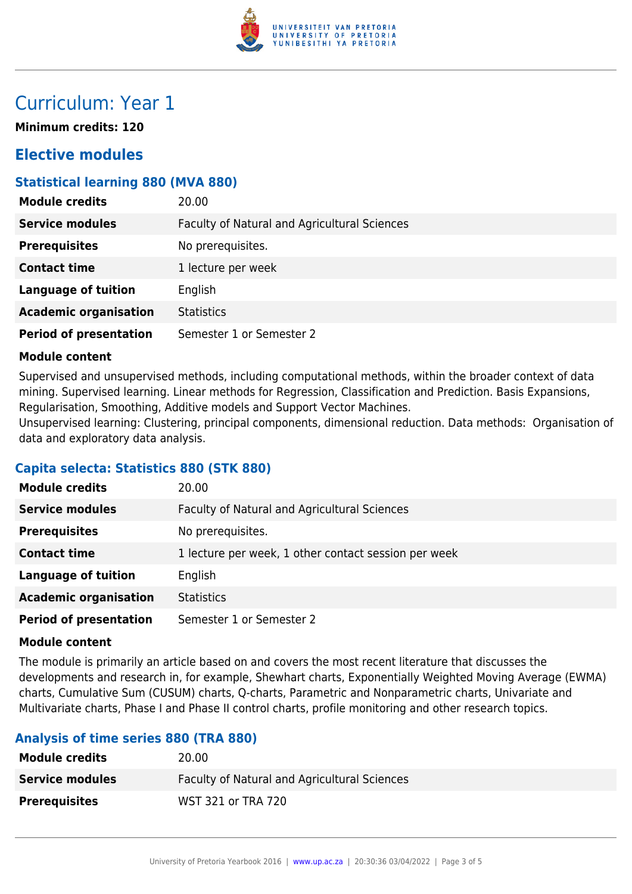# Curriculum: Year 1

**Minimum credits: 120**

## Elective modules

### Statistical learning 880 (MVA 880)

| | |
|---|---|
| **Module credits** | 20.00 |
| **Service modules** | Faculty of Natural and Agricultural Sciences |
| **Prerequisites** | No prerequisites. |
| **Contact time** | 1 lecture per week |
| **Language of tuition** | English |
| **Academic organisation** | Statistics |
| **Period of presentation** | Semester 1 or Semester 2 |

**Module content**

Supervised and unsupervised methods, including computational methods, within the broader context of data mining. Supervised learning. Linear methods for Regression, Classification and Prediction. Basis Expansions, Regularisation, Smoothing, Additive models and Support Vector Machines.
Unsupervised learning: Clustering, principal components, dimensional reduction. Data methods: Organisation of data and exploratory data analysis.

### Capita selecta: Statistics 880 (STK 880)

| | |
|---|---|
| **Module credits** | 20.00 |
| **Service modules** | Faculty of Natural and Agricultural Sciences |
| **Prerequisites** | No prerequisites. |
| **Contact time** | 1 lecture per week, 1 other contact session per week |
| **Language of tuition** | English |
| **Academic organisation** | Statistics |
| **Period of presentation** | Semester 1 or Semester 2 |

**Module content**

The module is primarily an article based on and covers the most recent literature that discusses the developments and research in, for example, Shewhart charts, Exponentially Weighted Moving Average (EWMA) charts, Cumulative Sum (CUSUM) charts, Q-charts, Parametric and Nonparametric charts, Univariate and Multivariate charts, Phase I and Phase II control charts, profile monitoring and other research topics.

### Analysis of time series 880 (TRA 880)

| | |
|---|---|
| **Module credits** | 20.00 |
| **Service modules** | Faculty of Natural and Agricultural Sciences |
| **Prerequisites** | WST 321 or TRA 720 |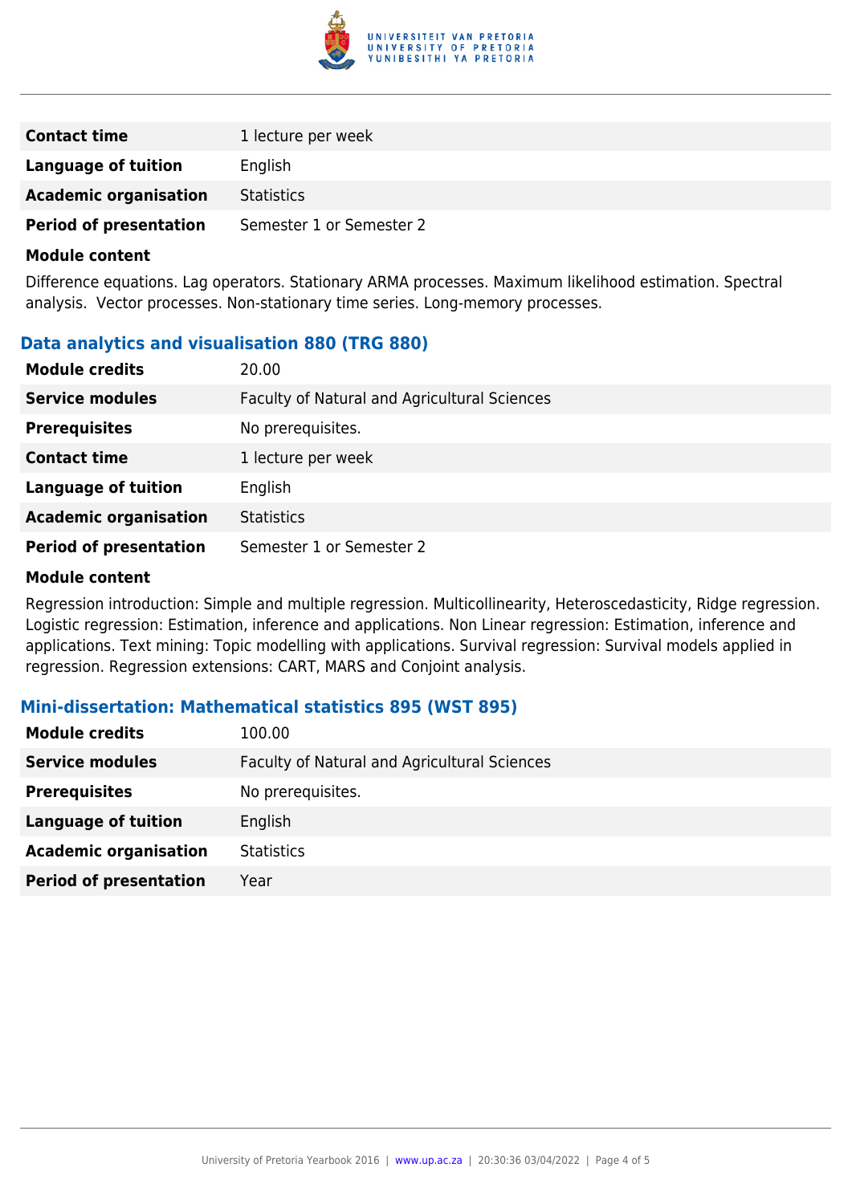| | |
|---|---|
| **Contact time** | 1 lecture per week |
| **Language of tuition** | English |
| **Academic organisation** | Statistics |
| **Period of presentation** | Semester 1 or Semester 2 |

**Module content**

Difference equations. Lag operators. Stationary ARMA processes. Maximum likelihood estimation. Spectral analysis. Vector processes. Non-stationary time series. Long-memory processes.

### Data analytics and visualisation 880 (TRG 880)

| | |
|---|---|
| **Module credits** | 20.00 |
| **Service modules** | Faculty of Natural and Agricultural Sciences |
| **Prerequisites** | No prerequisites. |
| **Contact time** | 1 lecture per week |
| **Language of tuition** | English |
| **Academic organisation** | Statistics |
| **Period of presentation** | Semester 1 or Semester 2 |

**Module content**

Regression introduction: Simple and multiple regression. Multicollinearity, Heteroscedasticity, Ridge regression. Logistic regression: Estimation, inference and applications. Non Linear regression: Estimation, inference and applications. Text mining: Topic modelling with applications. Survival regression: Survival models applied in regression. Regression extensions: CART, MARS and Conjoint analysis.

### Mini-dissertation: Mathematical statistics 895 (WST 895)

| | |
|---|---|
| **Module credits** | 100.00 |
| **Service modules** | Faculty of Natural and Agricultural Sciences |
| **Prerequisites** | No prerequisites. |
| **Language of tuition** | English |
| **Academic organisation** | Statistics |
| **Period of presentation** | Year |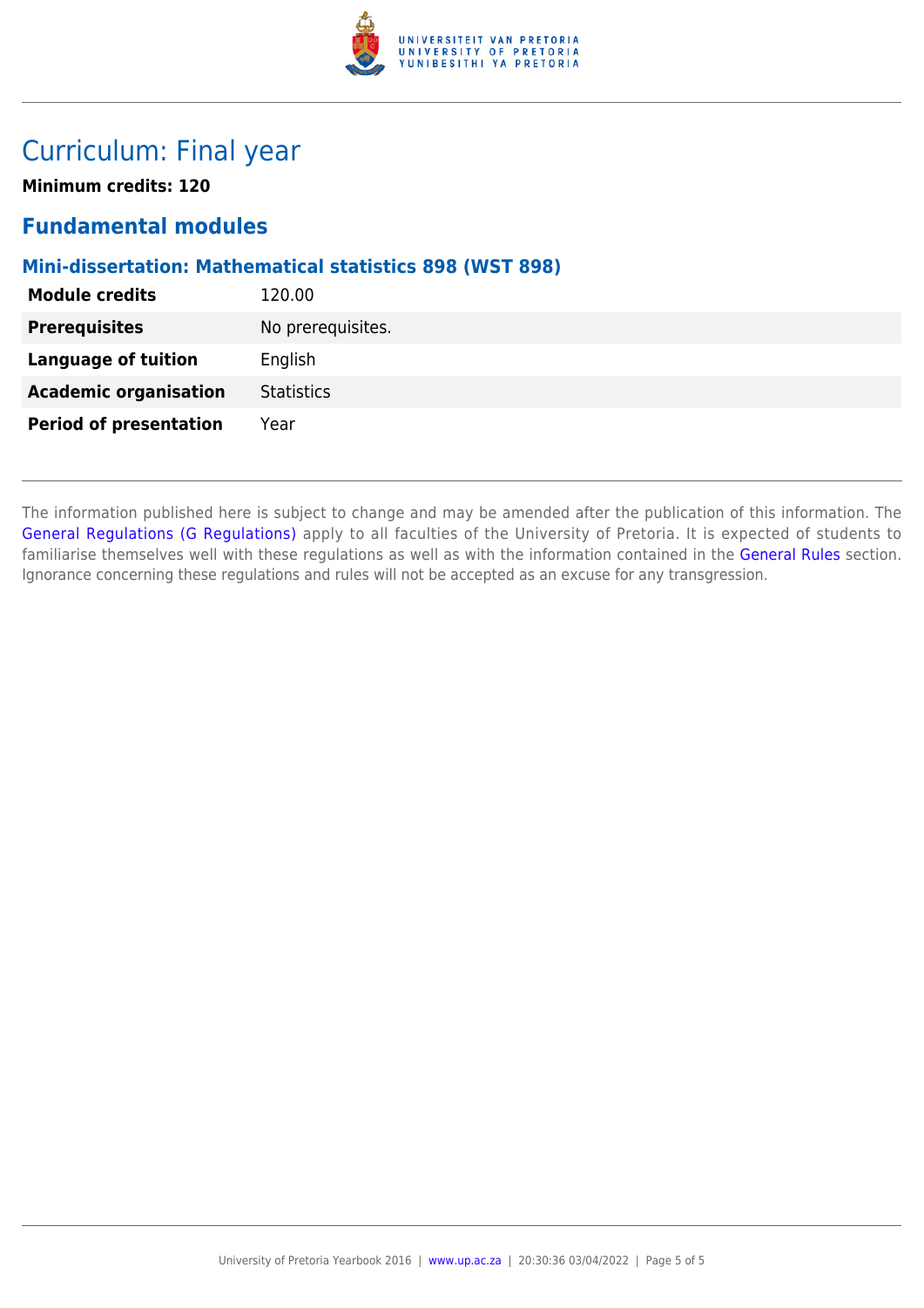# Curriculum: Final year

**Minimum credits: 120**

## Fundamental modules

### Mini-dissertation: Mathematical statistics 898 (WST 898)

| | |
|---|---|
| **Module credits** | 120.00 |
| **Prerequisites** | No prerequisites. |
| **Language of tuition** | English |
| **Academic organisation** | Statistics |
| **Period of presentation** | Year |

The information published here is subject to change and may be amended after the publication of this information. The General Regulations (G Regulations) apply to all faculties of the University of Pretoria. It is expected of students to familiarise themselves well with these regulations as well as with the information contained in the General Rules section. Ignorance concerning these regulations and rules will not be accepted as an excuse for any transgression.